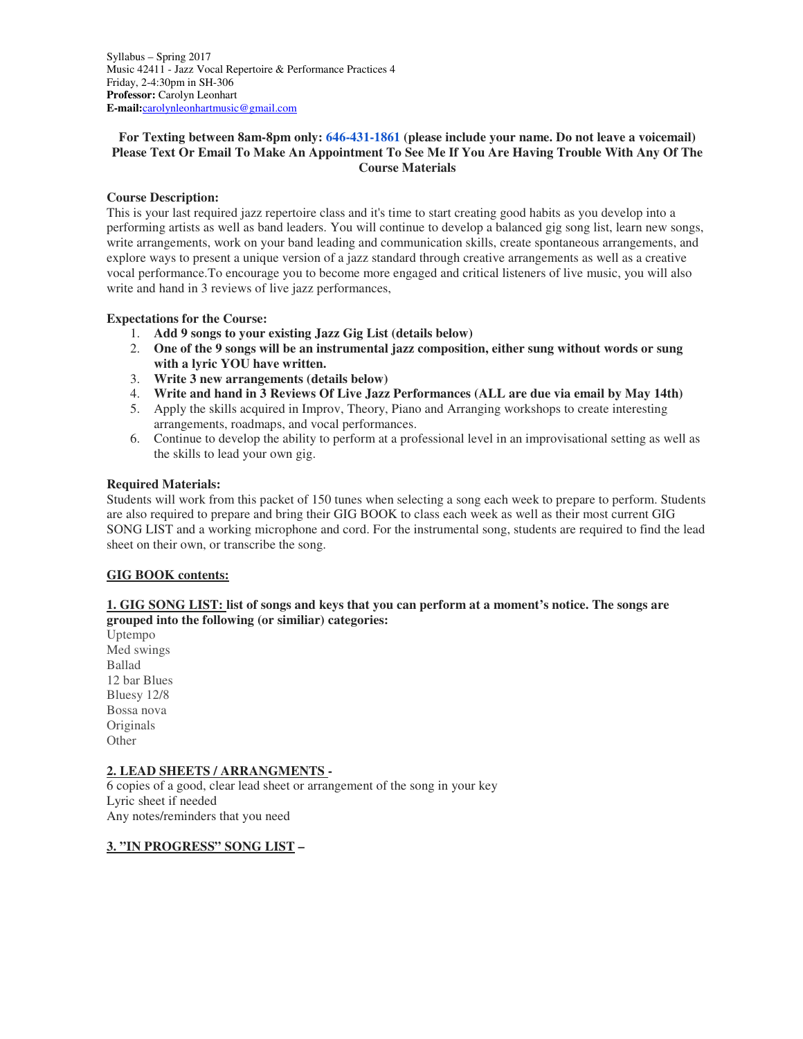Syllabus – Spring 2017
Music 42411 - Jazz Vocal Repertoire & Performance Practices 4
Friday, 2-4:30pm in SH-306
**Professor:** Carolyn Leonhart
**E-mail:**carolynleonhartmusic@gmail.com

**For Texting between 8am-8pm only: 646-431-1861 (please include your name. Do not leave a voicemail) Please Text Or Email To Make An Appointment To See Me If You Are Having Trouble With Any Of The Course Materials**

**Course Description:**
This is your last required jazz repertoire class and it's time to start creating good habits as you develop into a performing artists as well as band leaders. You will continue to develop a balanced gig song list, learn new songs, write arrangements, work on your band leading and communication skills, create spontaneous arrangements, and explore ways to present a unique version of a jazz standard through creative arrangements as well as a creative vocal performance.To encourage you to become more engaged and critical listeners of live music, you will also write and hand in 3 reviews of live jazz performances,

**Expectations for the Course:**

1. **Add 9 songs to your existing Jazz Gig List (details below)**
2. **One of the 9 songs will be an instrumental jazz composition, either sung without words or sung with a lyric YOU have written.**
3. **Write 3 new arrangements (details below)**
4. **Write and hand in 3 Reviews Of Live Jazz Performances (ALL are due via email by May 14th)**
5. Apply the skills acquired in Improv, Theory, Piano and Arranging workshops to create interesting arrangements, roadmaps, and vocal performances.
6. Continue to develop the ability to perform at a professional level in an improvisational setting as well as the skills to lead your own gig.

**Required Materials:**
Students will work from this packet of 150 tunes when selecting a song each week to prepare to perform. Students are also required to prepare and bring their GIG BOOK to class each week as well as their most current GIG SONG LIST and a working microphone and cord. For the instrumental song, students are required to find the lead sheet on their own, or transcribe the song.

**GIG BOOK contents:**

**1. GIG SONG LIST: list of songs and keys that you can perform at a moment's notice. The songs are grouped into the following (or similiar) categories:**
Uptempo
Med swings
Ballad
12 bar Blues
Bluesy 12/8
Bossa nova
Originals
Other

**2. LEAD SHEETS / ARRANGMENTS -**
6 copies of a good, clear lead sheet or arrangement of the song in your key
Lyric sheet if needed
Any notes/reminders that you need

**3. "IN PROGRESS" SONG LIST –**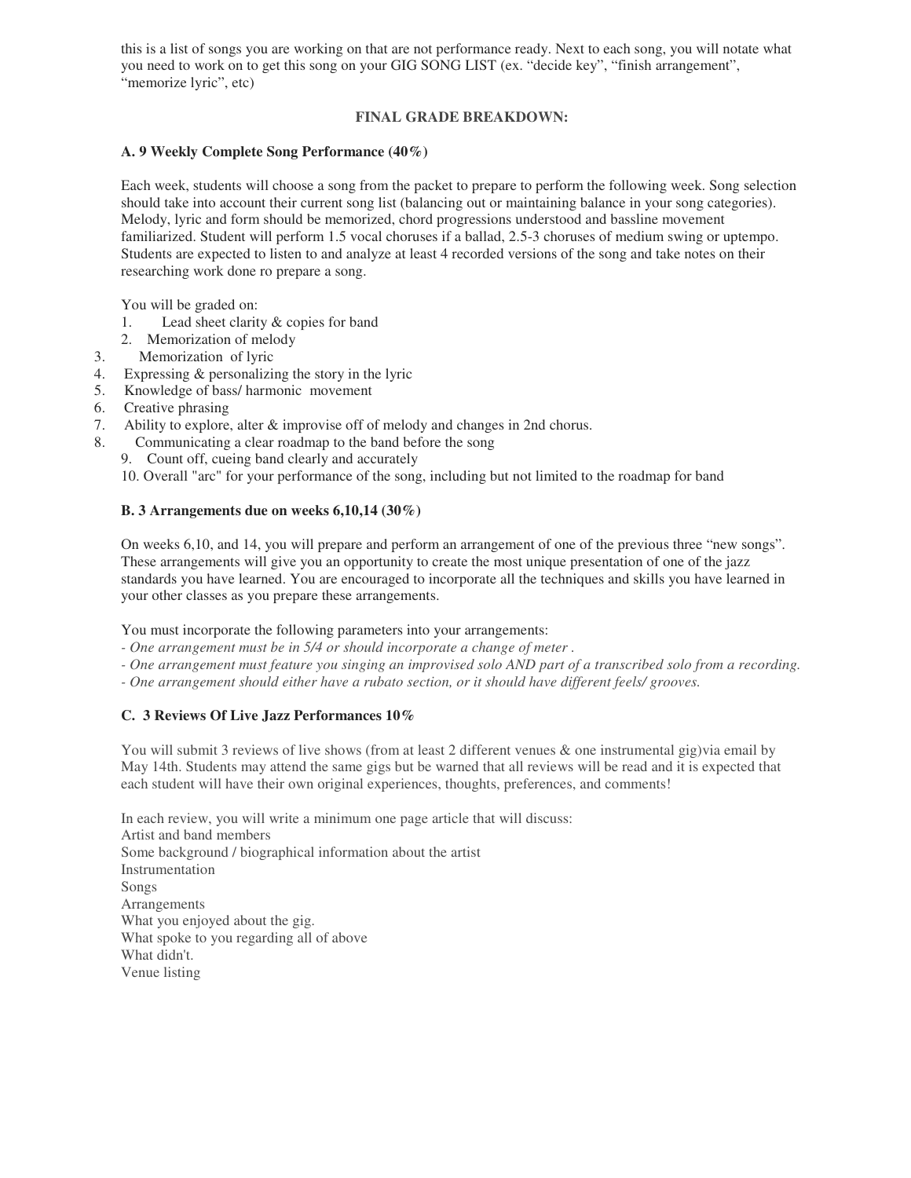this is a list of songs you are working on that are not performance ready. Next to each song, you will notate what you need to work on to get this song on your GIG SONG LIST (ex. “decide key”, “finish arrangement”, “memorize lyric”, etc)

**FINAL GRADE BREAKDOWN:**

**A. 9 Weekly Complete Song Performance (40%)**

Each week, students will choose a song from the packet to prepare to perform the following week. Song selection should take into account their current song list (balancing out or maintaining balance in your song categories). Melody, lyric and form should be memorized, chord progressions understood and bassline movement familiarized. Student will perform 1.5 vocal choruses if a ballad, 2.5-3 choruses of medium swing or uptempo. Students are expected to listen to and analyze at least 4 recorded versions of the song and take notes on their researching work done ro prepare a song.

You will be graded on:

1. Lead sheet clarity & copies for band
2. Memorization of melody
3. Memorization of lyric
4. Expressing & personalizing the story in the lyric
5. Knowledge of bass/ harmonic movement
6. Creative phrasing
7. Ability to explore, alter & improvise off of melody and changes in 2nd chorus.
8. Communicating a clear roadmap to the band before the song
9. Count off, cueing band clearly and accurately
10. Overall "arc" for your performance of the song, including but not limited to the roadmap for band

**B. 3 Arrangements due on weeks 6,10,14 (30%)**

On weeks 6,10, and 14, you will prepare and perform an arrangement of one of the previous three “new songs”. These arrangements will give you an opportunity to create the most unique presentation of one of the jazz standards you have learned. You are encouraged to incorporate all the techniques and skills you have learned in your other classes as you prepare these arrangements.

You must incorporate the following parameters into your arrangements:

*- One arrangement must be in 5/4 or should incorporate a change of meter .*
*- One arrangement must feature you singing an improvised solo AND part of a transcribed solo from a recording.*
*- One arrangement should either have a rubato section, or it should have different feels/ grooves.*

**C. 3 Reviews Of Live Jazz Performances 10%**

You will submit 3 reviews of live shows (from at least 2 different venues & one instrumental gig)via email by May 14th. Students may attend the same gigs but be warned that all reviews will be read and it is expected that each student will have their own original experiences, thoughts, preferences, and comments!

In each review, you will write a minimum one page article that will discuss:
Artist and band members
Some background / biographical information about the artist
Instrumentation
Songs
Arrangements
What you enjoyed about the gig.
What spoke to you regarding all of above
What didn't.
Venue listing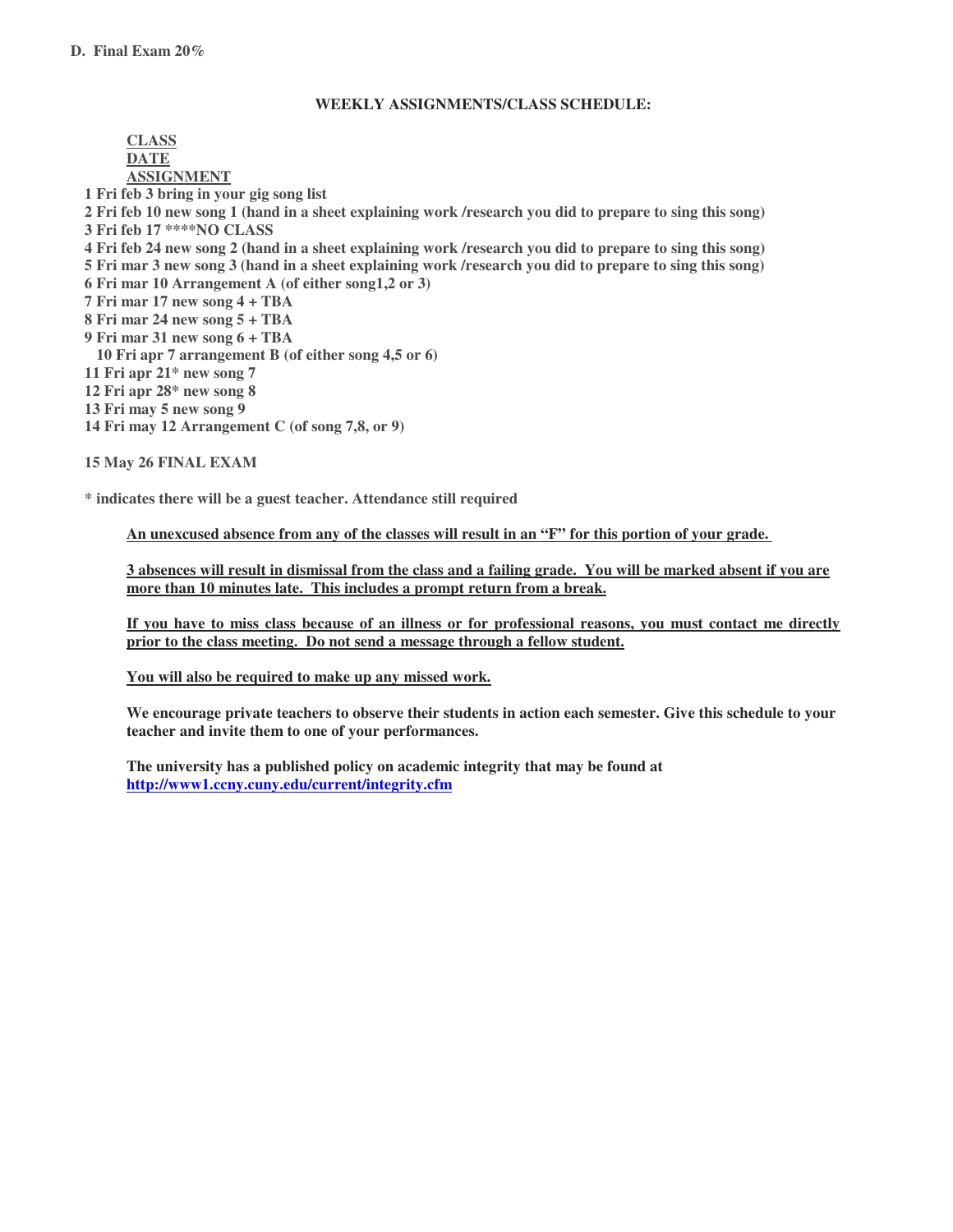**D. Final Exam 20%**

**WEEKLY ASSIGNMENTS/CLASS SCHEDULE:**

**CLASS**
**DATE**
**ASSIGNMENT**

**1 Fri feb 3 bring in your gig song list**
**2 Fri feb 10 new song 1 (hand in a sheet explaining work /research you did to prepare to sing this song)**
**3 Fri feb 17 ****NO CLASS**
**4 Fri feb 24 new song 2 (hand in a sheet explaining work /research you did to prepare to sing this song)**
**5 Fri mar 3 new song 3 (hand in a sheet explaining work /research you did to prepare to sing this song)**
**6 Fri mar 10 Arrangement A (of either song1,2 or 3)**
**7 Fri mar 17 new song 4 + TBA**
**8 Fri mar 24 new song 5 + TBA**
**9 Fri mar 31 new song 6 + TBA**
**10 Fri apr 7 arrangement B (of either song 4,5 or 6)**
**11 Fri apr 21* new song 7**
**12 Fri apr 28* new song 8**
**13 Fri may 5 new song 9**
**14 Fri may 12 Arrangement C (of song 7,8, or 9)**

**15 May 26 FINAL EXAM**

**\* indicates there will be a guest teacher. Attendance still required**

**An unexcused absence from any of the classes will result in an "F" for this portion of your grade.**

**3 absences will result in dismissal from the class and a failing grade. You will be marked absent if you are more than 10 minutes late. This includes a prompt return from a break.**

**If you have to miss class because of an illness or for professional reasons, you must contact me directly prior to the class meeting. Do not send a message through a fellow student.**

**You will also be required to make up any missed work.**

**We encourage private teachers to observe their students in action each semester. Give this schedule to your teacher and invite them to one of your performances.**

**The university has a published policy on academic integrity that may be found at** http://www1.ccny.cuny.edu/current/integrity.cfm